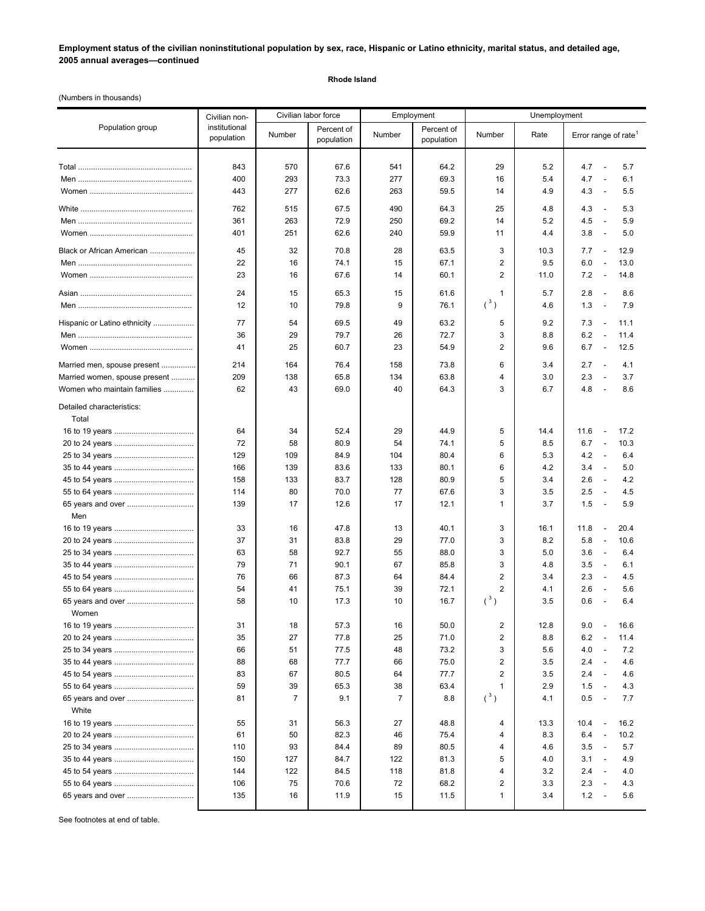**Employment status of the civilian noninstitutional population by sex, race, Hispanic or Latino ethnicity, marital status, and detailed age, 2005 annual averages—continued**

**Rhode Island**

(Numbers in thousands)

| Population group | Civilian non-institutional population | Civilian labor force | | Employment | | Unemployment | | |
|---|---|---|---|---|---|---|---|---|
| | | Number | Percent of population | Number | Percent of population | Number | Rate | Error range of rate[1] |
| Total | 843 | 570 | 67.6 | 541 | 64.2 | 29 | 5.2 | 4.7 - 5.7 |
| Men | 400 | 293 | 73.3 | 277 | 69.3 | 16 | 5.4 | 4.7 - 6.1 |
| Women | 443 | 277 | 62.6 | 263 | 59.5 | 14 | 4.9 | 4.3 - 5.5 |
| White | 762 | 515 | 67.5 | 490 | 64.3 | 25 | 4.8 | 4.3 - 5.3 |
| Men | 361 | 263 | 72.9 | 250 | 69.2 | 14 | 5.2 | 4.5 - 5.9 |
| Women | 401 | 251 | 62.6 | 240 | 59.9 | 11 | 4.4 | 3.8 - 5.0 |
| Black or African American | 45 | 32 | 70.8 | 28 | 63.5 | 3 | 10.3 | 7.7 - 12.9 |
| Men | 22 | 16 | 74.1 | 15 | 67.1 | 2 | 9.5 | 6.0 - 13.0 |
| Women | 23 | 16 | 67.6 | 14 | 60.1 | 2 | 11.0 | 7.2 - 14.8 |
| Asian | 24 | 15 | 65.3 | 15 | 61.6 | 1 | 5.7 | 2.8 - 8.6 |
| Men | 12 | 10 | 79.8 | 9 | 76.1 | ([3]) | 4.6 | 1.3 - 7.9 |
| Hispanic or Latino ethnicity | 77 | 54 | 69.5 | 49 | 63.2 | 5 | 9.2 | 7.3 - 11.1 |
| Men | 36 | 29 | 79.7 | 26 | 72.7 | 3 | 8.8 | 6.2 - 11.4 |
| Women | 41 | 25 | 60.7 | 23 | 54.9 | 2 | 9.6 | 6.7 - 12.5 |
| Married men, spouse present | 214 | 164 | 76.4 | 158 | 73.8 | 6 | 3.4 | 2.7 - 4.1 |
| Married women, spouse present | 209 | 138 | 65.8 | 134 | 63.8 | 4 | 3.0 | 2.3 - 3.7 |
| Women who maintain families | 62 | 43 | 69.0 | 40 | 64.3 | 3 | 6.7 | 4.8 - 8.6 |
| Detailed characteristics: | | | | | | | | |
| Total | | | | | | | | |
| 16 to 19 years | 64 | 34 | 52.4 | 29 | 44.9 | 5 | 14.4 | 11.6 - 17.2 |
| 20 to 24 years | 72 | 58 | 80.9 | 54 | 74.1 | 5 | 8.5 | 6.7 - 10.3 |
| 25 to 34 years | 129 | 109 | 84.9 | 104 | 80.4 | 6 | 5.3 | 4.2 - 6.4 |
| 35 to 44 years | 166 | 139 | 83.6 | 133 | 80.1 | 6 | 4.2 | 3.4 - 5.0 |
| 45 to 54 years | 158 | 133 | 83.7 | 128 | 80.9 | 5 | 3.4 | 2.6 - 4.2 |
| 55 to 64 years | 114 | 80 | 70.0 | 77 | 67.6 | 3 | 3.5 | 2.5 - 4.5 |
| 65 years and over | 139 | 17 | 12.6 | 17 | 12.1 | 1 | 3.7 | 1.5 - 5.9 |
| Men | | | | | | | | |
| 16 to 19 years | 33 | 16 | 47.8 | 13 | 40.1 | 3 | 16.1 | 11.8 - 20.4 |
| 20 to 24 years | 37 | 31 | 83.8 | 29 | 77.0 | 3 | 8.2 | 5.8 - 10.6 |
| 25 to 34 years | 63 | 58 | 92.7 | 55 | 88.0 | 3 | 5.0 | 3.6 - 6.4 |
| 35 to 44 years | 79 | 71 | 90.1 | 67 | 85.8 | 3 | 4.8 | 3.5 - 6.1 |
| 45 to 54 years | 76 | 66 | 87.3 | 64 | 84.4 | 2 | 3.4 | 2.3 - 4.5 |
| 55 to 64 years | 54 | 41 | 75.1 | 39 | 72.1 | 2 | 4.1 | 2.6 - 5.6 |
| 65 years and over | 58 | 10 | 17.3 | 10 | 16.7 | ([3]) | 3.5 | 0.6 - 6.4 |
| Women | | | | | | | | |
| 16 to 19 years | 31 | 18 | 57.3 | 16 | 50.0 | 2 | 12.8 | 9.0 - 16.6 |
| 20 to 24 years | 35 | 27 | 77.8 | 25 | 71.0 | 2 | 8.8 | 6.2 - 11.4 |
| 25 to 34 years | 66 | 51 | 77.5 | 48 | 73.2 | 3 | 5.6 | 4.0 - 7.2 |
| 35 to 44 years | 88 | 68 | 77.7 | 66 | 75.0 | 2 | 3.5 | 2.4 - 4.6 |
| 45 to 54 years | 83 | 67 | 80.5 | 64 | 77.7 | 2 | 3.5 | 2.4 - 4.6 |
| 55 to 64 years | 59 | 39 | 65.3 | 38 | 63.4 | 1 | 2.9 | 1.5 - 4.3 |
| 65 years and over | 81 | 7 | 9.1 | 7 | 8.8 | ([3]) | 4.1 | 0.5 - 7.7 |
| White | | | | | | | | |
| 16 to 19 years | 55 | 31 | 56.3 | 27 | 48.8 | 4 | 13.3 | 10.4 - 16.2 |
| 20 to 24 years | 61 | 50 | 82.3 | 46 | 75.4 | 4 | 8.3 | 6.4 - 10.2 |
| 25 to 34 years | 110 | 93 | 84.4 | 89 | 80.5 | 4 | 4.6 | 3.5 - 5.7 |
| 35 to 44 years | 150 | 127 | 84.7 | 122 | 81.3 | 5 | 4.0 | 3.1 - 4.9 |
| 45 to 54 years | 144 | 122 | 84.5 | 118 | 81.8 | 4 | 3.2 | 2.4 - 4.0 |
| 55 to 64 years | 106 | 75 | 70.6 | 72 | 68.2 | 2 | 3.3 | 2.3 - 4.3 |
| 65 years and over | 135 | 16 | 11.9 | 15 | 11.5 | 1 | 3.4 | 1.2 - 5.6 |

See footnotes at end of table.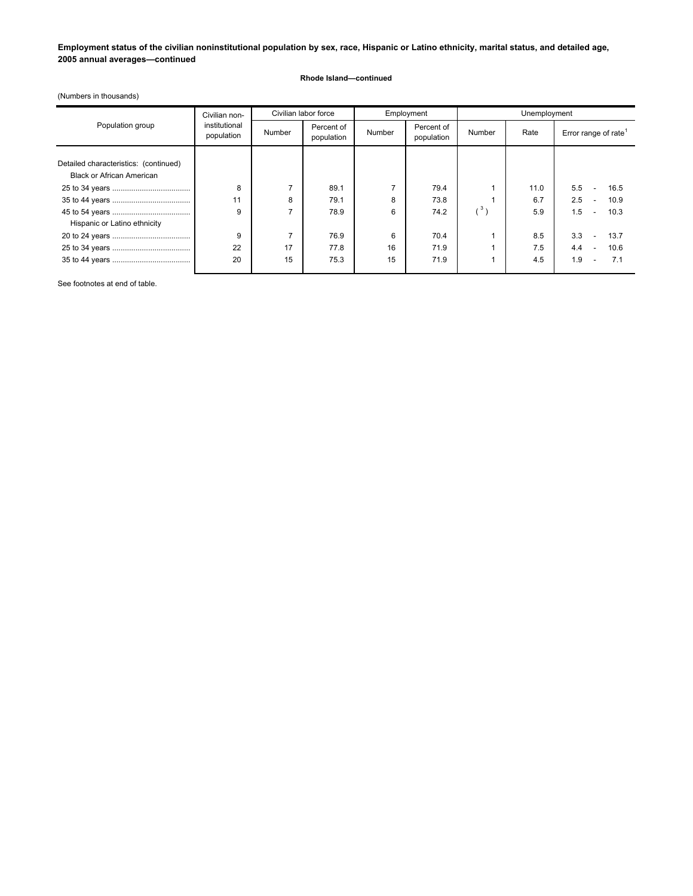**Employment status of the civilian noninstitutional population by sex, race, Hispanic or Latino ethnicity, marital status, and detailed age, 2005 annual averages—continued**

**Rhode Island—continued**

(Numbers in thousands)

| Population group | Civilian non-institutional population | Civilian labor force | | Employment | | Unemployment | | |
|---|---|---|---|---|---|---|---|---|
| | | Number | Percent of population | Number | Percent of population | Number | Rate | Error range of rate[1] |
| Detailed characteristics: (continued) | | | | | | | | |
| Black or African American | | | | | | | | |
| 25 to 34 years | 8 | 7 | 89.1 | 7 | 79.4 | 1 | 11.0 | 5.5 - 16.5 |
| 35 to 44 years | 11 | 8 | 79.1 | 8 | 73.8 | 1 | 6.7 | 2.5 - 10.9 |
| 45 to 54 years | 9 | 7 | 78.9 | 6 | 74.2 | ( [3] ) | 5.9 | 1.5 - 10.3 |
| Hispanic or Latino ethnicity | | | | | | | | |
| 20 to 24 years | 9 | 7 | 76.9 | 6 | 70.4 | 1 | 8.5 | 3.3 - 13.7 |
| 25 to 34 years | 22 | 17 | 77.8 | 16 | 71.9 | 1 | 7.5 | 4.4 - 10.6 |
| 35 to 44 years | 20 | 15 | 75.3 | 15 | 71.9 | 1 | 4.5 | 1.9 - 7.1 |

See footnotes at end of table.